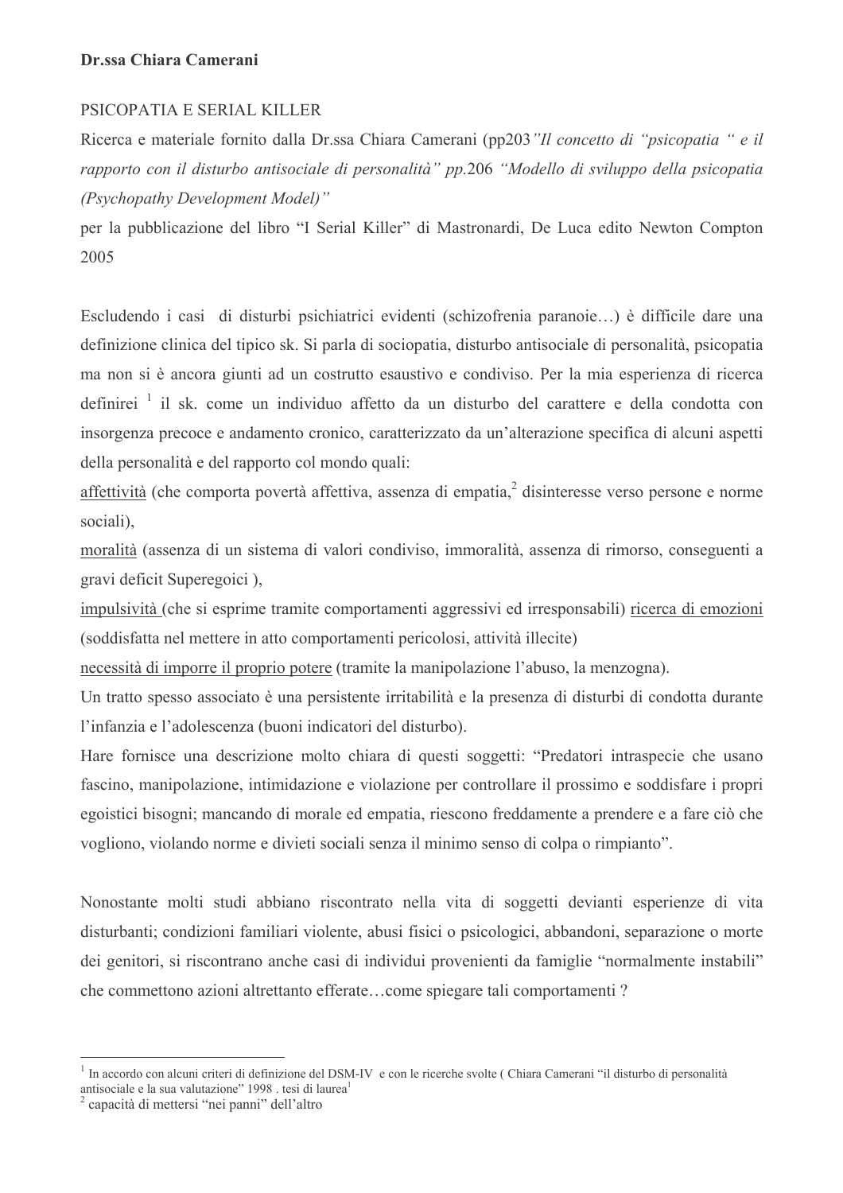**Dr.ssa Chiara Camerani**

PSICOPATIA E SERIAL KILLER

Ricerca e materiale fornito dalla Dr.ssa Chiara Camerani (pp203*"Il concetto di "psicopatia " e il rapporto con il disturbo antisociale di personalità" pp.*206 *"Modello di sviluppo della psicopatia (Psychopathy Development Model)"*

per la pubblicazione del libro "I Serial Killer" di Mastronardi, De Luca edito Newton Compton 2005

Escludendo i casi di disturbi psichiatrici evidenti (schizofrenia paranoie…) è difficile dare una definizione clinica del tipico sk. Si parla di sociopatia, disturbo antisociale di personalità, psicopatia ma non si è ancora giunti ad un costrutto esaustivo e condiviso. Per la mia esperienza di ricerca definirei [1] il sk. come un individuo affetto da un disturbo del carattere e della condotta con insorgenza precoce e andamento cronico, caratterizzato da un'alterazione specifica di alcuni aspetti della personalità e del rapporto col mondo quali:

<u>affettività</u> (che comporta povertà affettiva, assenza di empatia,[2] disinteresse verso persone e norme sociali),

<u>moralità</u> (assenza di un sistema di valori condiviso, immoralità, assenza di rimorso, conseguenti a gravi deficit Superegoici ),

<u>impulsività</u> (che si esprime tramite comportamenti aggressivi ed irresponsabili) <u>ricerca di emozioni</u> (soddisfatta nel mettere in atto comportamenti pericolosi, attività illecite)

<u>necessità di imporre il proprio potere</u> (tramite la manipolazione l'abuso, la menzogna).

Un tratto spesso associato è una persistente irritabilità e la presenza di disturbi di condotta durante l'infanzia e l'adolescenza (buoni indicatori del disturbo).

Hare fornisce una descrizione molto chiara di questi soggetti: "Predatori intraspecie che usano fascino, manipolazione, intimidazione e violazione per controllare il prossimo e soddisfare i propri egoistici bisogni; mancando di morale ed empatia, riescono freddamente a prendere e a fare ciò che vogliono, violando norme e divieti sociali senza il minimo senso di colpa o rimpianto".

Nonostante molti studi abbiano riscontrato nella vita di soggetti devianti esperienze di vita disturbanti; condizioni familiari violente, abusi fisici o psicologici, abbandoni, separazione o morte dei genitori, si riscontrano anche casi di individui provenienti da famiglie "normalmente instabili" che commettono azioni altrettanto efferate…come spiegare tali comportamenti ?

---

[1] In accordo con alcuni criteri di definizione del DSM-IV e con le ricerche svolte ( Chiara Camerani "il disturbo di personalità antisociale e la sua valutazione" 1998 . tesi di laurea[1]

[2] capacità di mettersi "nei panni" dell'altro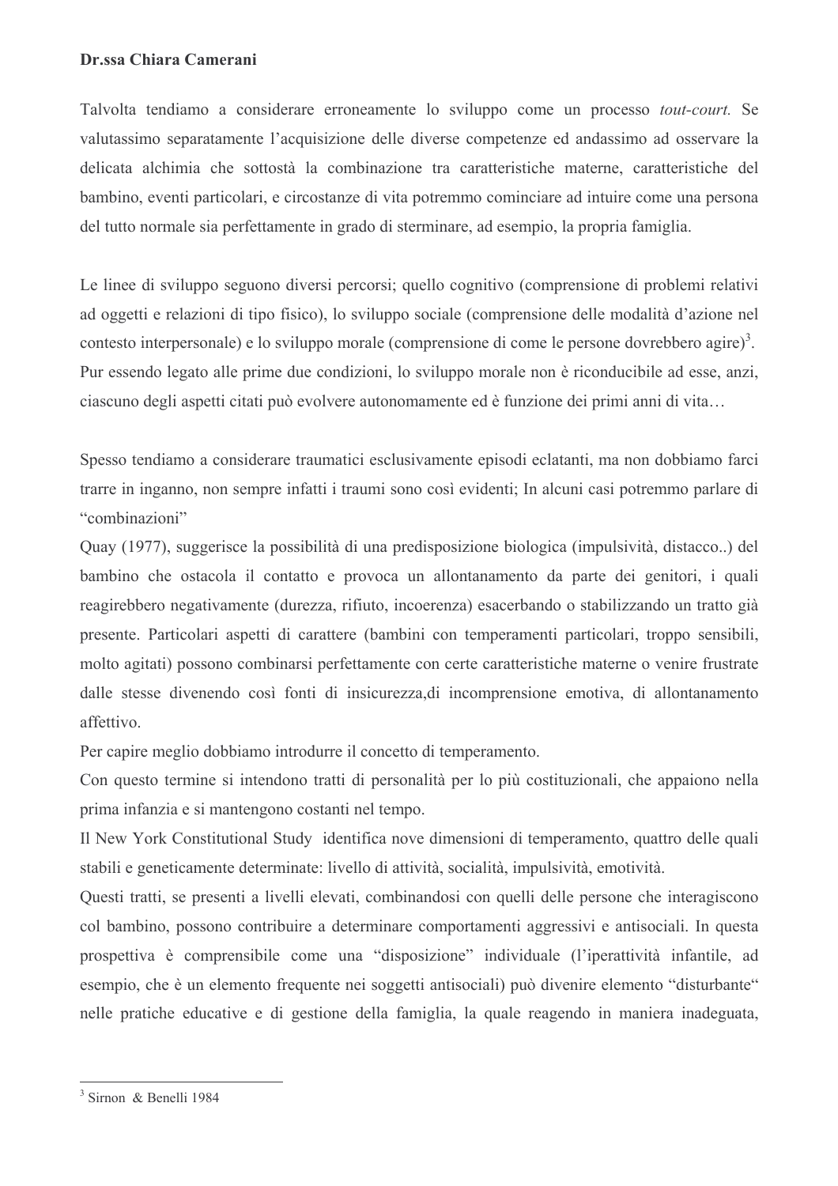**Dr.ssa Chiara Camerani**

Talvolta tendiamo a considerare erroneamente lo sviluppo come un processo *tout-court.* Se valutassimo separatamente l'acquisizione delle diverse competenze ed andassimo ad osservare la delicata alchimia che sottostà la combinazione tra caratteristiche materne, caratteristiche del bambino, eventi particolari, e circostanze di vita potremmo cominciare ad intuire come una persona del tutto normale sia perfettamente in grado di sterminare, ad esempio, la propria famiglia.

Le linee di sviluppo seguono diversi percorsi; quello cognitivo (comprensione di problemi relativi ad oggetti e relazioni di tipo fisico), lo sviluppo sociale (comprensione delle modalità d'azione nel contesto interpersonale) e lo sviluppo morale (comprensione di come le persone dovrebbero agire)[3]. Pur essendo legato alle prime due condizioni, lo sviluppo morale non è riconducibile ad esse, anzi, ciascuno degli aspetti citati può evolvere autonomamente ed è funzione dei primi anni di vita…

Spesso tendiamo a considerare traumatici esclusivamente episodi eclatanti, ma non dobbiamo farci trarre in inganno, non sempre infatti i traumi sono così evidenti; In alcuni casi potremmo parlare di "combinazioni"

Quay (1977), suggerisce la possibilità di una predisposizione biologica (impulsività, distacco..) del bambino che ostacola il contatto e provoca un allontanamento da parte dei genitori, i quali reagirebbero negativamente (durezza, rifiuto, incoerenza) esacerbando o stabilizzando un tratto già presente. Particolari aspetti di carattere (bambini con temperamenti particolari, troppo sensibili, molto agitati) possono combinarsi perfettamente con certe caratteristiche materne o venire frustrate dalle stesse divenendo così fonti di insicurezza,di incomprensione emotiva, di allontanamento affettivo.

Per capire meglio dobbiamo introdurre il concetto di temperamento.

Con questo termine si intendono tratti di personalità per lo più costituzionali, che appaiono nella prima infanzia e si mantengono costanti nel tempo.

Il New York Constitutional Study identifica nove dimensioni di temperamento, quattro delle quali stabili e geneticamente determinate: livello di attività, socialità, impulsività, emotività.

Questi tratti, se presenti a livelli elevati, combinandosi con quelli delle persone che interagiscono col bambino, possono contribuire a determinare comportamenti aggressivi e antisociali. In questa prospettiva è comprensibile come una "disposizione" individuale (l'iperattività infantile, ad esempio, che è un elemento frequente nei soggetti antisociali) può divenire elemento "disturbante" nelle pratiche educative e di gestione della famiglia, la quale reagendo in maniera inadeguata,

---

[3] Sirnon & Benelli 1984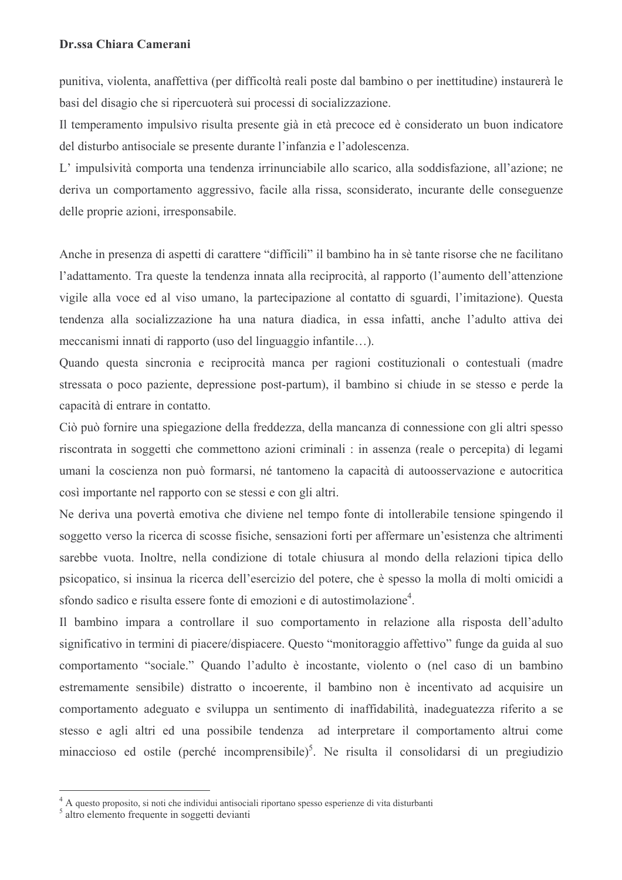punitiva, violenta, anaffettiva (per difficoltà reali poste dal bambino o per inettitudine) instaurerà le basi del disagio che si ripercuoterà sui processi di socializzazione.
Il temperamento impulsivo risulta presente già in età precoce ed è considerato un buon indicatore del disturbo antisociale se presente durante l'infanzia e l'adolescenza.
L' impulsività comporta una tendenza irrinunciabile allo scarico, alla soddisfazione, all'azione; ne deriva un comportamento aggressivo, facile alla rissa, sconsiderato, incurante delle conseguenze delle proprie azioni, irresponsabile.

Anche in presenza di aspetti di carattere "difficili" il bambino ha in sè tante risorse che ne facilitano l'adattamento. Tra queste la tendenza innata alla reciprocità, al rapporto (l'aumento dell'attenzione vigile alla voce ed al viso umano, la partecipazione al contatto di sguardi, l'imitazione). Questa tendenza alla socializzazione ha una natura diadica, in essa infatti, anche l'adulto attiva dei meccanismi innati di rapporto (uso del linguaggio infantile…).
Quando questa sincronia e reciprocità manca per ragioni costituzionali o contestuali (madre stressata o poco paziente, depressione post-partum), il bambino si chiude in se stesso e perde la capacità di entrare in contatto.
Ciò può fornire una spiegazione della freddezza, della mancanza di connessione con gli altri spesso riscontrata in soggetti che commettono azioni criminali : in assenza (reale o percepita) di legami umani la coscienza non può formarsi, né tantomeno la capacità di autoosservazione e autocritica così importante nel rapporto con se stessi e con gli altri.
Ne deriva una povertà emotiva che diviene nel tempo fonte di intollerabile tensione spingendo il soggetto verso la ricerca di scosse fisiche, sensazioni forti per affermare un'esistenza che altrimenti sarebbe vuota. Inoltre, nella condizione di totale chiusura al mondo della relazioni tipica dello psicopatico, si insinua la ricerca dell'esercizio del potere, che è spesso la molla di molti omicidi a sfondo sadico e risulta essere fonte di emozioni e di autostimolazione[4].
Il bambino impara a controllare il suo comportamento in relazione alla risposta dell'adulto significativo in termini di piacere/dispiacere. Questo "monitoraggio affettivo" funge da guida al suo comportamento "sociale." Quando l'adulto è incostante, violento o (nel caso di un bambino estremamente sensibile) distratto o incoerente, il bambino non è incentivato ad acquisire un comportamento adeguato e sviluppa un sentimento di inaffidabilità, inadeguatezza riferito a se stesso e agli altri ed una possibile tendenza ad interpretare il comportamento altrui come minaccioso ed ostile (perché incomprensibile)[5]. Ne risulta il consolidarsi di un pregiudizio

---

[4] A questo proposito, si noti che individui antisociali riportano spesso esperienze di vita disturbanti
[5] altro elemento frequente in soggetti devianti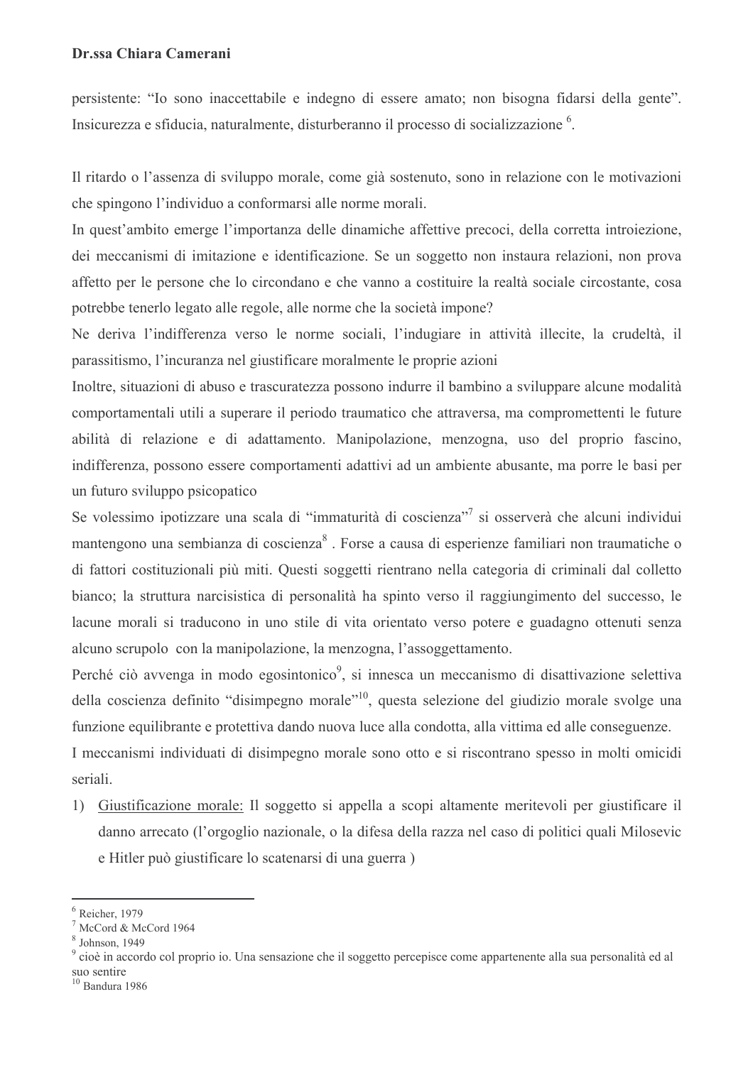persistente: "Io sono inaccettabile e indegno di essere amato; non bisogna fidarsi della gente". Insicurezza e sfiducia, naturalmente, disturberanno il processo di socializzazione [6].

Il ritardo o l'assenza di sviluppo morale, come già sostenuto, sono in relazione con le motivazioni che spingono l'individuo a conformarsi alle norme morali.

In quest'ambito emerge l'importanza delle dinamiche affettive precoci, della corretta introiezione, dei meccanismi di imitazione e identificazione. Se un soggetto non instaura relazioni, non prova affetto per le persone che lo circondano e che vanno a costituire la realtà sociale circostante, cosa potrebbe tenerlo legato alle regole, alle norme che la società impone?

Ne deriva l'indifferenza verso le norme sociali, l'indugiare in attività illecite, la crudeltà, il parassitismo, l'incuranza nel giustificare moralmente le proprie azioni

Inoltre, situazioni di abuso e trascuratezza possono indurre il bambino a sviluppare alcune modalità comportamentali utili a superare il periodo traumatico che attraversa, ma compromettenti le future abilità di relazione e di adattamento. Manipolazione, menzogna, uso del proprio fascino, indifferenza, possono essere comportamenti adattivi ad un ambiente abusante, ma porre le basi per un futuro sviluppo psicopatico

Se volessimo ipotizzare una scala di "immaturità di coscienza"[7] si osserverà che alcuni individui mantengono una sembianza di coscienza[8] . Forse a causa di esperienze familiari non traumatiche o di fattori costituzionali più miti. Questi soggetti rientrano nella categoria di criminali dal colletto bianco; la struttura narcisistica di personalità ha spinto verso il raggiungimento del successo, le lacune morali si traducono in uno stile di vita orientato verso potere e guadagno ottenuti senza alcuno scrupolo con la manipolazione, la menzogna, l'assoggettamento.

Perché ciò avvenga in modo egosintonico[9], si innesca un meccanismo di disattivazione selettiva della coscienza definito "disimpegno morale"[10], questa selezione del giudizio morale svolge una funzione equilibrante e protettiva dando nuova luce alla condotta, alla vittima ed alle conseguenze.

I meccanismi individuati di disimpegno morale sono otto e si riscontrano spesso in molti omicidi seriali.

1) Giustificazione morale: Il soggetto si appella a scopi altamente meritevoli per giustificare il danno arrecato (l'orgoglio nazionale, o la difesa della razza nel caso di politici quali Milosevic e Hitler può giustificare lo scatenarsi di una guerra )

---

[6] Reicher, 1979

[7] McCord & McCord 1964

[8] Johnson, 1949

[9] cioè in accordo col proprio io. Una sensazione che il soggetto percepisce come appartenente alla sua personalità ed al suo sentire

[10] Bandura 1986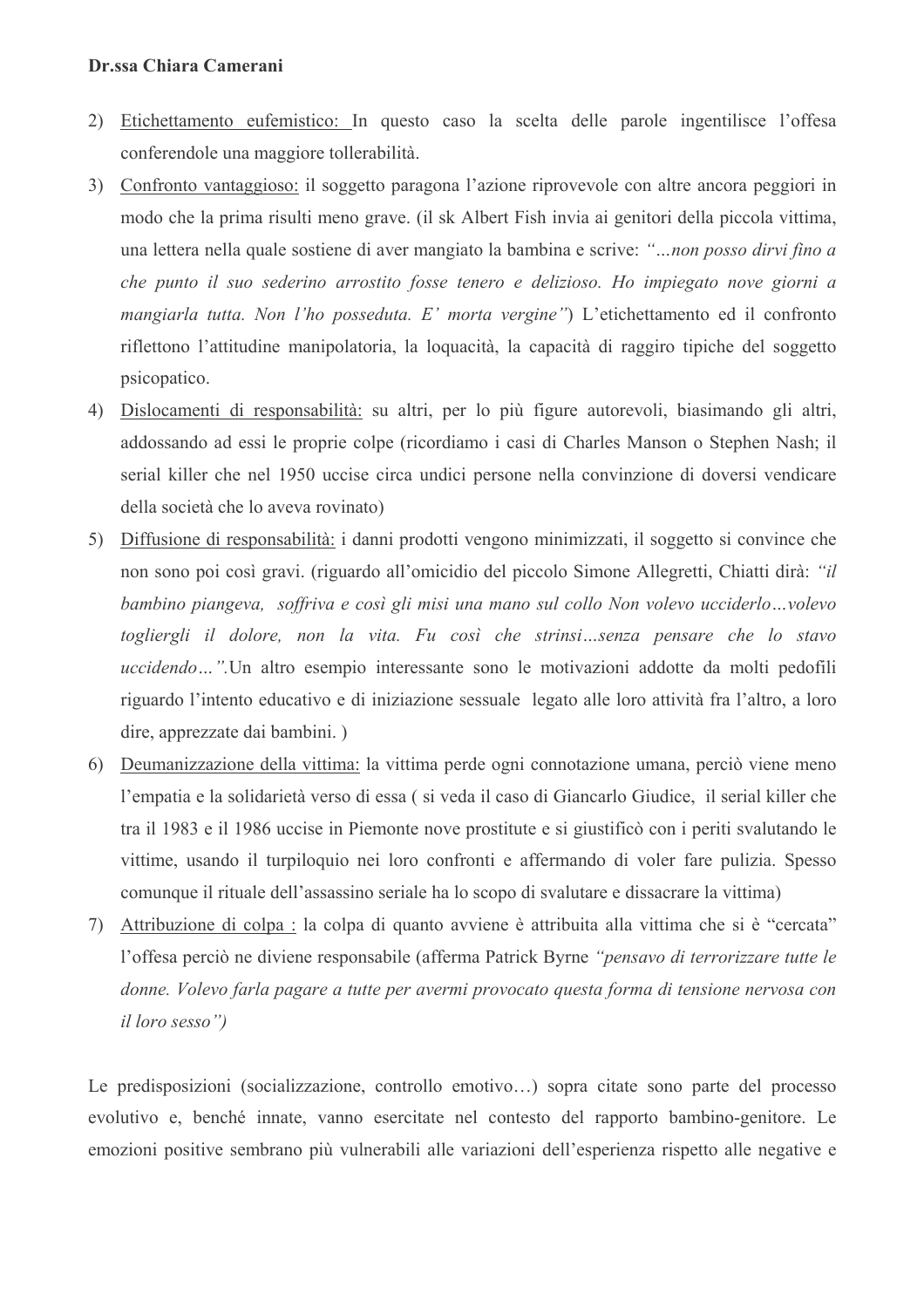2) <u>Etichettamento eufemistico:</u> In questo caso la scelta delle parole ingentilisce l'offesa conferendole una maggiore tollerabilità.
3) <u>Confronto vantaggioso:</u> il soggetto paragona l'azione riprovevole con altre ancora peggiori in modo che la prima risulti meno grave. (il sk Albert Fish invia ai genitori della piccola vittima, una lettera nella quale sostiene di aver mangiato la bambina e scrive: *"…non posso dirvi fino a che punto il suo sederino arrostito fosse tenero e delizioso. Ho impiegato nove giorni a mangiarla tutta. Non l'ho posseduta. E' morta vergine"*) L'etichettamento ed il confronto riflettono l'attitudine manipolatoria, la loquacità, la capacità di raggiro tipiche del soggetto psicopatico.
4) <u>Dislocamenti di responsabilità:</u> su altri, per lo più figure autorevoli, biasimando gli altri, addossando ad essi le proprie colpe (ricordiamo i casi di Charles Manson o Stephen Nash; il serial killer che nel 1950 uccise circa undici persone nella convinzione di doversi vendicare della società che lo aveva rovinato)
5) <u>Diffusione di responsabilità:</u> i danni prodotti vengono minimizzati, il soggetto si convince che non sono poi così gravi. (riguardo all'omicidio del piccolo Simone Allegretti, Chiatti dirà: *"il bambino piangeva, soffriva e così gli misi una mano sul collo Non volevo ucciderlo…volevo togliergli il dolore, non la vita. Fu così che strinsi…senza pensare che lo stavo uccidendo…"*.Un altro esempio interessante sono le motivazioni addotte da molti pedofili riguardo l'intento educativo e di iniziazione sessuale legato alle loro attività fra l'altro, a loro dire, apprezzate dai bambini. )
6) <u>Deumanizzazione della vittima:</u> la vittima perde ogni connotazione umana, perciò viene meno l'empatia e la solidarietà verso di essa ( si veda il caso di Giancarlo Giudice, il serial killer che tra il 1983 e il 1986 uccise in Piemonte nove prostitute e si giustificò con i periti svalutando le vittime, usando il turpiloquio nei loro confronti e affermando di voler fare pulizia. Spesso comunque il rituale dell'assassino seriale ha lo scopo di svalutare e dissacrare la vittima)
7) <u>Attribuzione di colpa :</u> la colpa di quanto avviene è attribuita alla vittima che si è "cercata" l'offesa perciò ne diviene responsabile (afferma Patrick Byrne *"pensavo di terrorizzare tutte le donne. Volevo farla pagare a tutte per avermi provocato questa forma di tensione nervosa con il loro sesso")*

Le predisposizioni (socializzazione, controllo emotivo…) sopra citate sono parte del processo evolutivo e, benché innate, vanno esercitate nel contesto del rapporto bambino-genitore. Le emozioni positive sembrano più vulnerabili alle variazioni dell'esperienza rispetto alle negative e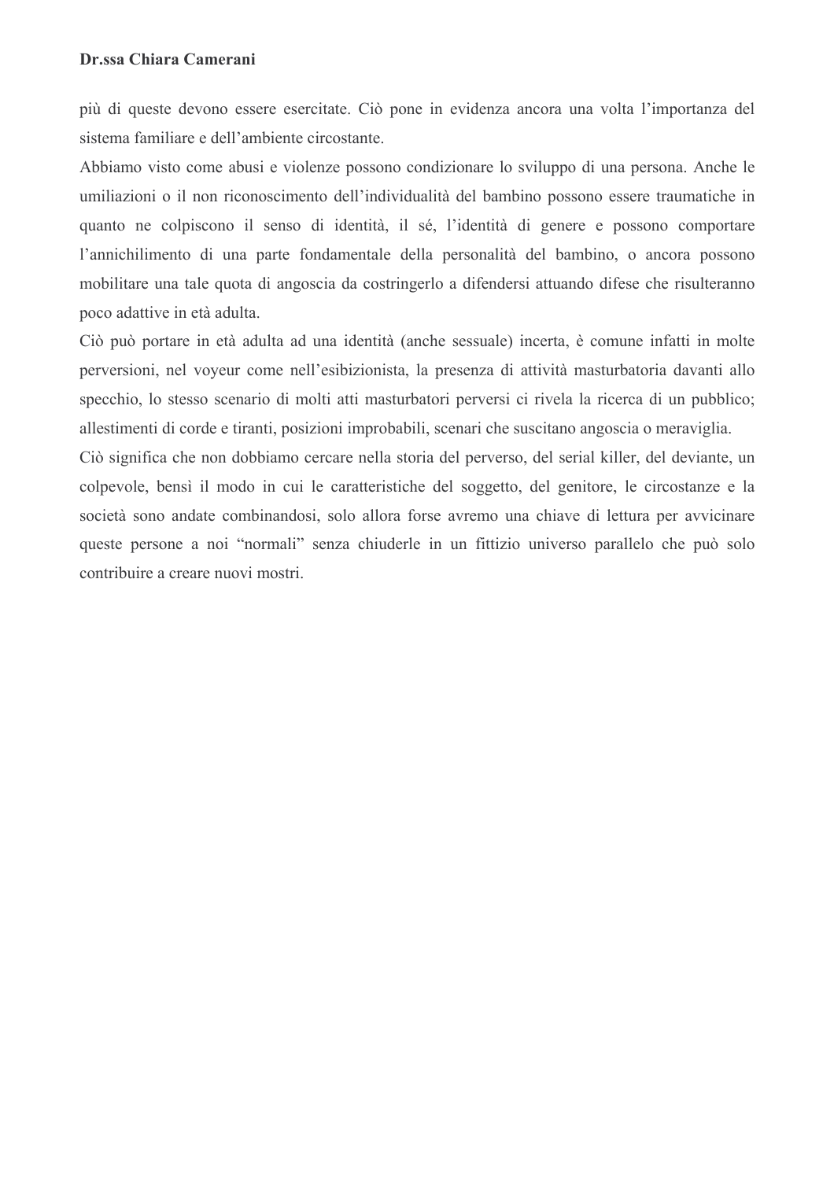più di queste devono essere esercitate. Ciò pone in evidenza ancora una volta l'importanza del sistema familiare e dell'ambiente circostante.

Abbiamo visto come abusi e violenze possono condizionare lo sviluppo di una persona. Anche le umiliazioni o il non riconoscimento dell'individualità del bambino possono essere traumatiche in quanto ne colpiscono il senso di identità, il sé, l'identità di genere e possono comportare l'annichilimento di una parte fondamentale della personalità del bambino, o ancora possono mobilitare una tale quota di angoscia da costringerlo a difendersi attuando difese che risulteranno poco adattive in età adulta.

Ciò può portare in età adulta ad una identità (anche sessuale) incerta, è comune infatti in molte perversioni, nel voyeur come nell'esibizionista, la presenza di attività masturbatoria davanti allo specchio, lo stesso scenario di molti atti masturbatori perversi ci rivela la ricerca di un pubblico; allestimenti di corde e tiranti, posizioni improbabili, scenari che suscitano angoscia o meraviglia.

Ciò significa che non dobbiamo cercare nella storia del perverso, del serial killer, del deviante, un colpevole, bensì il modo in cui le caratteristiche del soggetto, del genitore, le circostanze e la società sono andate combinandosi, solo allora forse avremo una chiave di lettura per avvicinare queste persone a noi "normali" senza chiuderle in un fittizio universo parallelo che può solo contribuire a creare nuovi mostri.